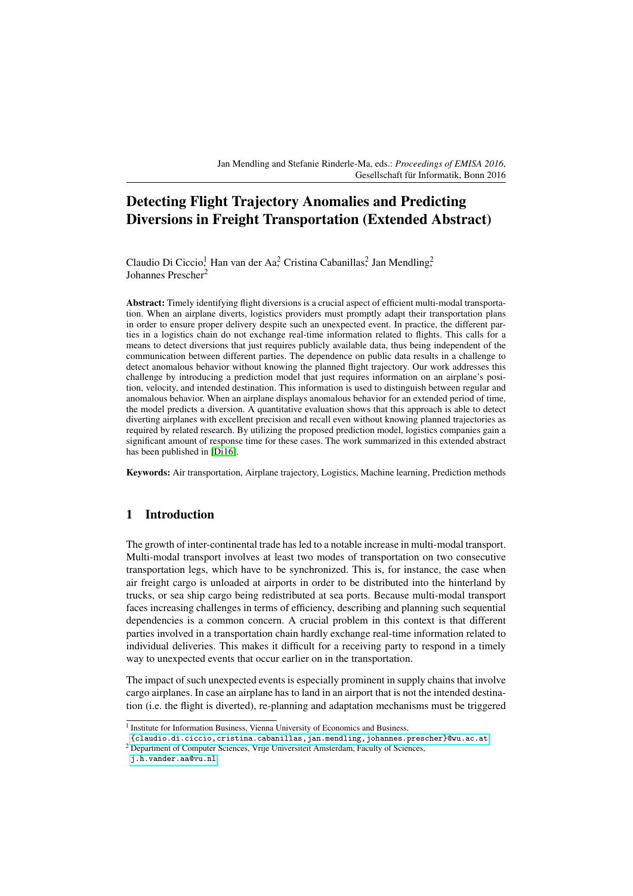# Detecting Flight Trajectory Anomalies and Predicting Diversions in Freight Transportation (Extended Abstract)

Claudio Di Ciccio[1], Han van der Aa[2], Cristina Cabanillas[2], Jan Mendling[2], Johannes Prescher[2]

**Abstract:** Timely identifying flight diversions is a crucial aspect of efficient multi-modal transportation. When an airplane diverts, logistics providers must promptly adapt their transportation plans in order to ensure proper delivery despite such an unexpected event. In practice, the different parties in a logistics chain do not exchange real-time information related to flights. This calls for a means to detect diversions that just requires publicly available data, thus being independent of the communication between different parties. The dependence on public data results in a challenge to detect anomalous behavior without knowing the planned flight trajectory. Our work addresses this challenge by introducing a prediction model that just requires information on an airplane's position, velocity, and intended destination. This information is used to distinguish between regular and anomalous behavior. When an airplane displays anomalous behavior for an extended period of time, the model predicts a diversion. A quantitative evaluation shows that this approach is able to detect diverting airplanes with excellent precision and recall even without knowing planned trajectories as required by related research. By utilizing the proposed prediction model, logistics companies gain a significant amount of response time for these cases. The work summarized in this extended abstract has been published in [Di16].

**Keywords:** Air transportation, Airplane trajectory, Logistics, Machine learning, Prediction methods

## 1 Introduction

The growth of inter-continental trade has led to a notable increase in multi-modal transport. Multi-modal transport involves at least two modes of transportation on two consecutive transportation legs, which have to be synchronized. This is, for instance, the case when air freight cargo is unloaded at airports in order to be distributed into the hinterland by trucks, or sea ship cargo being redistributed at sea ports. Because multi-modal transport faces increasing challenges in terms of efficiency, describing and planning such sequential dependencies is a common concern. A crucial problem in this context is that different parties involved in a transportation chain hardly exchange real-time information related to individual deliveries. This makes it difficult for a receiving party to respond in a timely way to unexpected events that occur earlier on in the transportation.

The impact of such unexpected events is especially prominent in supply chains that involve cargo airplanes. In case an airplane has to land in an airport that is not the intended destination (i.e. the flight is diverted), re-planning and adaptation mechanisms must be triggered

[1] Institute for Information Business, Vienna University of Economics and Business, {claudio.di.ciccio,cristina.cabanillas,jan.mendling,johannes.prescher}@wu.ac.at

[2] Department of Computer Sciences, Vrije Universiteit Amsterdam, Faculty of Sciences, j.h.vander.aa@vu.nl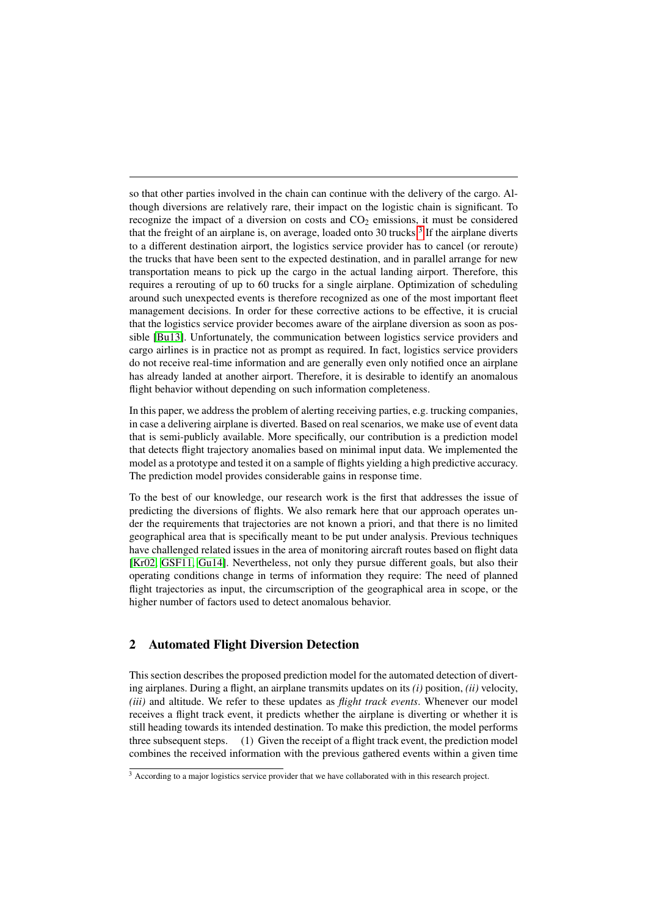so that other parties involved in the chain can continue with the delivery of the cargo. Although diversions are relatively rare, their impact on the logistic chain is significant. To recognize the impact of a diversion on costs and $CO_2$ emissions, it must be considered that the freight of an airplane is, on average, loaded onto 30 trucks.[3] If the airplane diverts to a different destination airport, the logistics service provider has to cancel (or reroute) the trucks that have been sent to the expected destination, and in parallel arrange for new transportation means to pick up the cargo in the actual landing airport. Therefore, this requires a rerouting of up to 60 trucks for a single airplane. Optimization of scheduling around such unexpected events is therefore recognized as one of the most important fleet management decisions. In order for these corrective actions to be effective, it is crucial that the logistics service provider becomes aware of the airplane diversion as soon as possible [Bu13]. Unfortunately, the communication between logistics service providers and cargo airlines is in practice not as prompt as required. In fact, logistics service providers do not receive real-time information and are generally even only notified once an airplane has already landed at another airport. Therefore, it is desirable to identify an anomalous flight behavior without depending on such information completeness.

In this paper, we address the problem of alerting receiving parties, e.g. trucking companies, in case a delivering airplane is diverted. Based on real scenarios, we make use of event data that is semi-publicly available. More specifically, our contribution is a prediction model that detects flight trajectory anomalies based on minimal input data. We implemented the model as a prototype and tested it on a sample of flights yielding a high predictive accuracy. The prediction model provides considerable gains in response time.

To the best of our knowledge, our research work is the first that addresses the issue of predicting the diversions of flights. We also remark here that our approach operates under the requirements that trajectories are not known a priori, and that there is no limited geographical area that is specifically meant to be put under analysis. Previous techniques have challenged related issues in the area of monitoring aircraft routes based on flight data [Kr02, GSF11, Gu14]. Nevertheless, not only they pursue different goals, but also their operating conditions change in terms of information they require: The need of planned flight trajectories as input, the circumscription of the geographical area in scope, or the higher number of factors used to detect anomalous behavior.

## 2 Automated Flight Diversion Detection

This section describes the proposed prediction model for the automated detection of diverting airplanes. During a flight, an airplane transmits updates on its *(i)* position, *(ii)* velocity, *(iii)* and altitude. We refer to these updates as *flight track events*. Whenever our model receives a flight track event, it predicts whether the airplane is diverting or whether it is still heading towards its intended destination. To make this prediction, the model performs three subsequent steps. (1) Given the receipt of a flight track event, the prediction model combines the received information with the previous gathered events within a given time

[3] According to a major logistics service provider that we have collaborated with in this research project.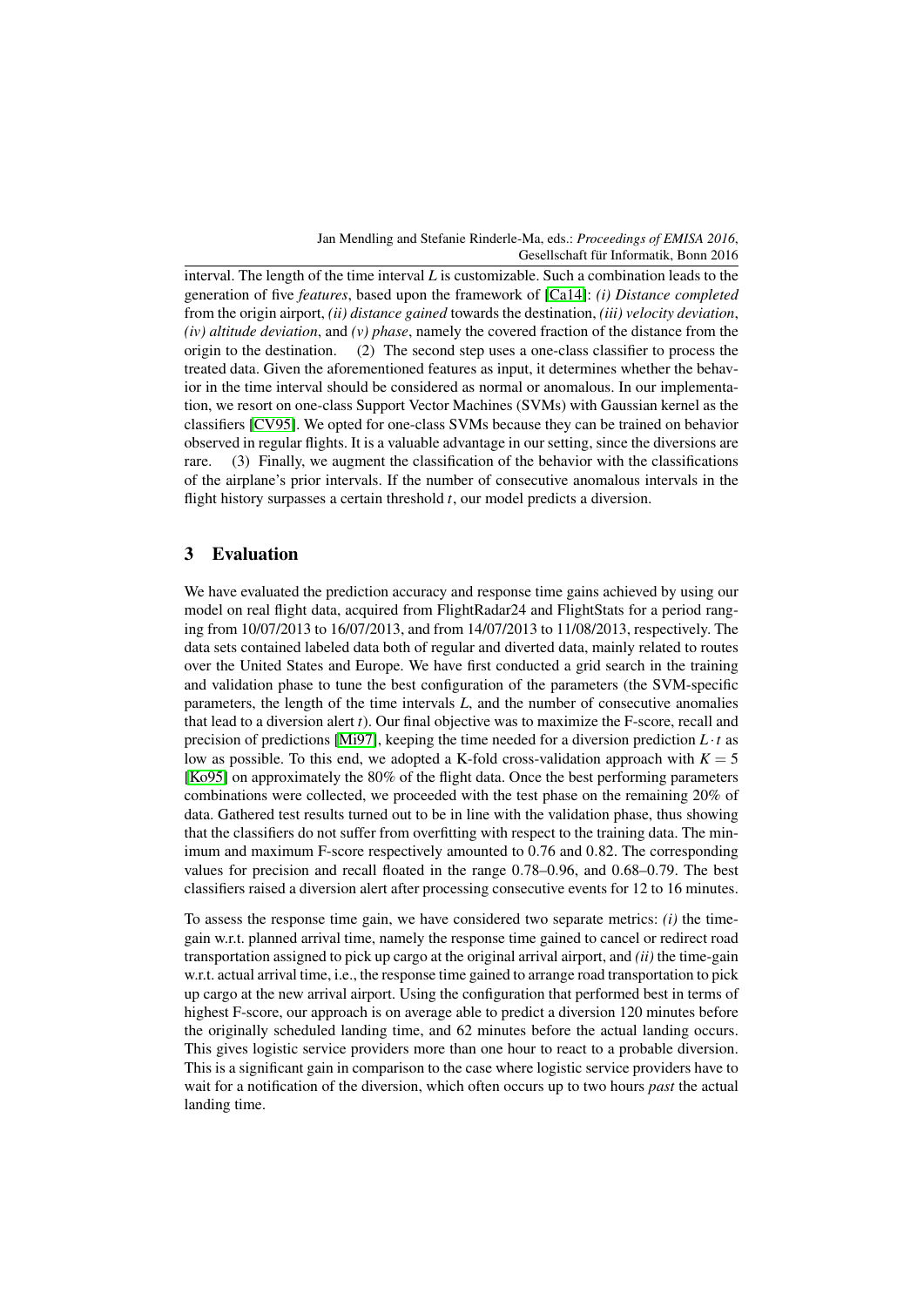interval. The length of the time interval $L$ is customizable. Such a combination leads to the generation of five *features*, based upon the framework of [Ca14]: *(i) Distance completed* from the origin airport, *(ii) distance gained* towards the destination, *(iii) velocity deviation*, *(iv) altitude deviation*, and *(v) phase*, namely the covered fraction of the distance from the origin to the destination. (2) The second step uses a one-class classifier to process the treated data. Given the aforementioned features as input, it determines whether the behavior in the time interval should be considered as normal or anomalous. In our implementation, we resort on one-class Support Vector Machines (SVMs) with Gaussian kernel as the classifiers [CV95]. We opted for one-class SVMs because they can be trained on behavior observed in regular flights. It is a valuable advantage in our setting, since the diversions are rare. (3) Finally, we augment the classification of the behavior with the classifications of the airplane's prior intervals. If the number of consecutive anomalous intervals in the flight history surpasses a certain threshold $t$, our model predicts a diversion.

## 3 Evaluation

We have evaluated the prediction accuracy and response time gains achieved by using our model on real flight data, acquired from FlightRadar24 and FlightStats for a period ranging from 10/07/2013 to 16/07/2013, and from 14/07/2013 to 11/08/2013, respectively. The data sets contained labeled data both of regular and diverted data, mainly related to routes over the United States and Europe. We have first conducted a grid search in the training and validation phase to tune the best configuration of the parameters (the SVM-specific parameters, the length of the time intervals $L$, and the number of consecutive anomalies that lead to a diversion alert $t$). Our final objective was to maximize the F-score, recall and precision of predictions [Mi97], keeping the time needed for a diversion prediction $L \cdot t$ as low as possible. To this end, we adopted a K-fold cross-validation approach with $K = 5$ [Ko95] on approximately the 80% of the flight data. Once the best performing parameters combinations were collected, we proceeded with the test phase on the remaining 20% of data. Gathered test results turned out to be in line with the validation phase, thus showing that the classifiers do not suffer from overfitting with respect to the training data. The minimum and maximum F-score respectively amounted to 0.76 and 0.82. The corresponding values for precision and recall floated in the range 0.78–0.96, and 0.68–0.79. The best classifiers raised a diversion alert after processing consecutive events for 12 to 16 minutes.

To assess the response time gain, we have considered two separate metrics: *(i)* the time-gain w.r.t. planned arrival time, namely the response time gained to cancel or redirect road transportation assigned to pick up cargo at the original arrival airport, and *(ii)* the time-gain w.r.t. actual arrival time, i.e., the response time gained to arrange road transportation to pick up cargo at the new arrival airport. Using the configuration that performed best in terms of highest F-score, our approach is on average able to predict a diversion 120 minutes before the originally scheduled landing time, and 62 minutes before the actual landing occurs. This gives logistic service providers more than one hour to react to a probable diversion. This is a significant gain in comparison to the case where logistic service providers have to wait for a notification of the diversion, which often occurs up to two hours *past* the actual landing time.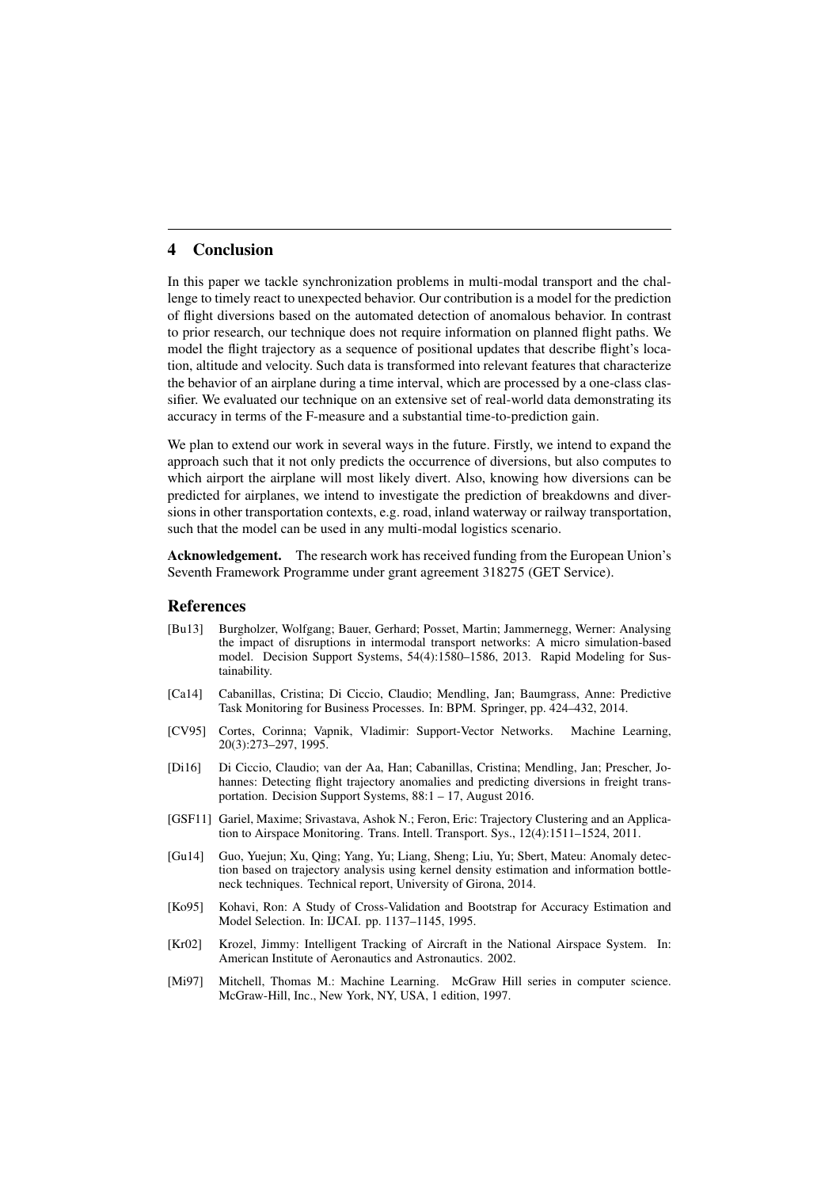## 4 Conclusion

In this paper we tackle synchronization problems in multi-modal transport and the challenge to timely react to unexpected behavior. Our contribution is a model for the prediction of flight diversions based on the automated detection of anomalous behavior. In contrast to prior research, our technique does not require information on planned flight paths. We model the flight trajectory as a sequence of positional updates that describe flight's location, altitude and velocity. Such data is transformed into relevant features that characterize the behavior of an airplane during a time interval, which are processed by a one-class classifier. We evaluated our technique on an extensive set of real-world data demonstrating its accuracy in terms of the F-measure and a substantial time-to-prediction gain.

We plan to extend our work in several ways in the future. Firstly, we intend to expand the approach such that it not only predicts the occurrence of diversions, but also computes to which airport the airplane will most likely divert. Also, knowing how diversions can be predicted for airplanes, we intend to investigate the prediction of breakdowns and diversions in other transportation contexts, e.g. road, inland waterway or railway transportation, such that the model can be used in any multi-modal logistics scenario.

**Acknowledgement.** The research work has received funding from the European Union's Seventh Framework Programme under grant agreement 318275 (GET Service).

## References

[Bu13] Burgholzer, Wolfgang; Bauer, Gerhard; Posset, Martin; Jammernegg, Werner: Analysing the impact of disruptions in intermodal transport networks: A micro simulation-based model. Decision Support Systems, 54(4):1580–1586, 2013. Rapid Modeling for Sustainability.

[Ca14] Cabanillas, Cristina; Di Ciccio, Claudio; Mendling, Jan; Baumgrass, Anne: Predictive Task Monitoring for Business Processes. In: BPM. Springer, pp. 424–432, 2014.

[CV95] Cortes, Corinna; Vapnik, Vladimir: Support-Vector Networks. Machine Learning, 20(3):273–297, 1995.

[Di16] Di Ciccio, Claudio; van der Aa, Han; Cabanillas, Cristina; Mendling, Jan; Prescher, Johannes: Detecting flight trajectory anomalies and predicting diversions in freight transportation. Decision Support Systems, 88:1 – 17, August 2016.

[GSF11] Gariel, Maxime; Srivastava, Ashok N.; Feron, Eric: Trajectory Clustering and an Application to Airspace Monitoring. Trans. Intell. Transport. Sys., 12(4):1511–1524, 2011.

[Gu14] Guo, Yuejun; Xu, Qing; Yang, Yu; Liang, Sheng; Liu, Yu; Sbert, Mateu: Anomaly detection based on trajectory analysis using kernel density estimation and information bottleneck techniques. Technical report, University of Girona, 2014.

[Ko95] Kohavi, Ron: A Study of Cross-Validation and Bootstrap for Accuracy Estimation and Model Selection. In: IJCAI. pp. 1137–1145, 1995.

[Kr02] Krozel, Jimmy: Intelligent Tracking of Aircraft in the National Airspace System. In: American Institute of Aeronautics and Astronautics. 2002.

[Mi97] Mitchell, Thomas M.: Machine Learning. McGraw Hill series in computer science. McGraw-Hill, Inc., New York, NY, USA, 1 edition, 1997.